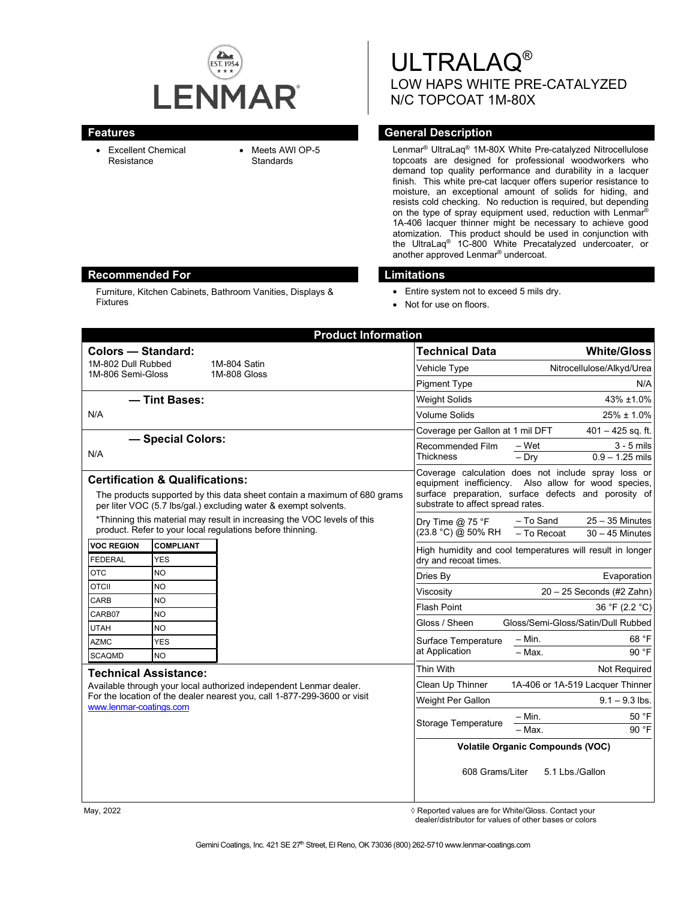# ULTRALAQ®

## LOW HAPS WHITE PRE-CATALYZED N/C TOPCOAT 1M-80X

## Features

- Excellent Chemical Resistance
- Meets AWI OP-5 Standards

## General Description

Lenmar® UltraLaq® 1M-80X White Pre-catalyzed Nitrocellulose topcoats are designed for professional woodworkers who demand top quality performance and durability in a lacquer finish. This white pre-cat lacquer offers superior resistance to moisture, an exceptional amount of solids for hiding, and resists cold checking. No reduction is required, but depending on the type of spray equipment used, reduction with Lenmar® 1A-406 lacquer thinner might be necessary to achieve good atomization. This product should be used in conjunction with the UltraLaq® 1C-800 White Precatalyzed undercoater, or another approved Lenmar® undercoat.

## Recommended For

Furniture, Kitchen Cabinets, Bathroom Vanities, Displays & Fixtures

## Limitations

- Entire system not to exceed 5 mils dry.
- Not for use on floors.

## Product Information

### Colors — Standard:

| | |
|---|---|
| 1M-802 Dull Rubbed | 1M-804 Satin |
| 1M-806 Semi-Gloss | 1M-808 Gloss |

### — Tint Bases:

N/A

### — Special Colors:

N/A

### Certification & Qualifications:

The products supported by this data sheet contain a maximum of 680 grams per liter VOC (5.7 lbs/gal.) excluding water & exempt solvents.

*Thinning this material may result in increasing the VOC levels of this product. Refer to your local regulations before thinning.

| VOC REGION | COMPLIANT |
|---|---|
| FEDERAL | YES |
| OTC | NO |
| OTCII | NO |
| CARB | NO |
| CARB07 | NO |
| UTAH | NO |
| AZMC | YES |
| SCAQMD | NO |

### Technical Assistance:

Available through your local authorized independent Lenmar dealer. For the location of the dealer nearest you, call 1-877-299-3600 or visit www.lenmar-coatings.com

| Technical Data | | White/Gloss |
|---|---|---|
| Vehicle Type | | Nitrocellulose/Alkyd/Urea |
| Pigment Type | | N/A |
| Weight Solids | | 43% ±1.0% |
| Volume Solids | | 25% ± 1.0% |
| Coverage per Gallon at 1 mil DFT | | 401 – 425 sq. ft. |
| Recommended Film Thickness | – Wet | 3 - 5 mils |
| | – Dry | 0.9 – 1.25 mils |
| Coverage calculation does not include spray loss or equipment inefficiency. Also allow for wood species, surface preparation, surface defects and porosity of substrate to affect spread rates. | | |
| Dry Time @ 75 °F (23.8 °C) @ 50% RH | – To Sand | 25 – 35 Minutes |
| | – To Recoat | 30 – 45 Minutes |
| High humidity and cool temperatures will result in longer dry and recoat times. | | |
| Dries By | | Evaporation |
| Viscosity | | 20 – 25 Seconds (#2 Zahn) |
| Flash Point | | 36 °F (2.2 °C) |
| Gloss / Sheen | | Gloss/Semi-Gloss/Satin/Dull Rubbed |
| Surface Temperature at Application | – Min. | 68 °F |
| | – Max. | 90 °F |
| Thin With | | Not Required |
| Clean Up Thinner | | 1A-406 or 1A-519 Lacquer Thinner |
| Weight Per Gallon | | 9.1 – 9.3 lbs. |
| Storage Temperature | – Min. | 50 °F |
| | – Max. | 90 °F |

**Volatile Organic Compounds (VOC)**

608 Grams/Liter 5.1 Lbs./Gallon

May, 2022

◊ Reported values are for White/Gloss. Contact your dealer/distributor for values of other bases or colors

Gemini Coatings, Inc. 421 SE 27th Street, El Reno, OK 73036 (800) 262-5710 www.lenmar-coatings.com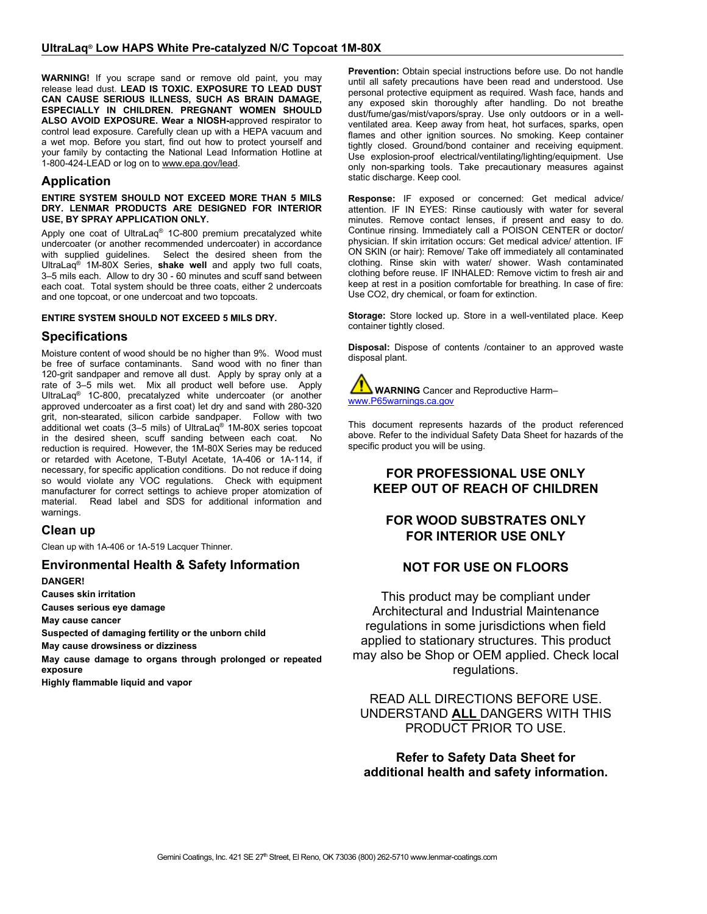# UltraLaq® Low HAPS White Pre-catalyzed N/C Topcoat 1M-80X

**WARNING!** If you scrape sand or remove old paint, you may release lead dust. **LEAD IS TOXIC. EXPOSURE TO LEAD DUST CAN CAUSE SERIOUS ILLNESS, SUCH AS BRAIN DAMAGE, ESPECIALLY IN CHILDREN. PREGNANT WOMEN SHOULD ALSO AVOID EXPOSURE. Wear a NIOSH-**approved respirator to control lead exposure. Carefully clean up with a HEPA vacuum and a wet mop. Before you start, find out how to protect yourself and your family by contacting the National Lead Information Hotline at 1-800-424-LEAD or log on to www.epa.gov/lead.

## Application

**ENTIRE SYSTEM SHOULD NOT EXCEED MORE THAN 5 MILS DRY. LENMAR PRODUCTS ARE DESIGNED FOR INTERIOR USE, BY SPRAY APPLICATION ONLY.**

Apply one coat of UltraLaq® 1C-800 premium precatalyzed white undercoater (or another recommended undercoater) in accordance with supplied guidelines. Select the desired sheen from the UltraLaq® 1M-80X Series, **shake well** and apply two full coats, 3–5 mils each. Allow to dry 30 - 60 minutes and scuff sand between each coat. Total system should be three coats, either 2 undercoats and one topcoat, or one undercoat and two topcoats.

**ENTIRE SYSTEM SHOULD NOT EXCEED 5 MILS DRY.**

## Specifications

Moisture content of wood should be no higher than 9%. Wood must be free of surface contaminants. Sand wood with no finer than 120-grit sandpaper and remove all dust. Apply by spray only at a rate of 3–5 mils wet. Mix all product well before use. Apply UltraLaq® 1C-800, precatalyzed white undercoater (or another approved undercoater as a first coat) let dry and sand with 280-320 grit, non-stearated, silicon carbide sandpaper. Follow with two additional wet coats (3–5 mils) of UltraLaq® 1M-80X series topcoat in the desired sheen, scuff sanding between each coat. No reduction is required. However, the 1M-80X Series may be reduced or retarded with Acetone, T-Butyl Acetate, 1A-406 or 1A-114, if necessary, for specific application conditions. Do not reduce if doing so would violate any VOC regulations. Check with equipment manufacturer for correct settings to achieve proper atomization of material. Read label and SDS for additional information and warnings.

## Clean up

Clean up with 1A-406 or 1A-519 Lacquer Thinner.

## Environmental Health & Safety Information

**DANGER!**

**Causes skin irritation**

**Causes serious eye damage**

**May cause cancer**

**Suspected of damaging fertility or the unborn child**

**May cause drowsiness or dizziness**

**May cause damage to organs through prolonged or repeated exposure**

**Highly flammable liquid and vapor**

**Prevention:** Obtain special instructions before use. Do not handle until all safety precautions have been read and understood. Use personal protective equipment as required. Wash face, hands and any exposed skin thoroughly after handling. Do not breathe dust/fume/gas/mist/vapors/spray. Use only outdoors or in a well-ventilated area. Keep away from heat, hot surfaces, sparks, open flames and other ignition sources. No smoking. Keep container tightly closed. Ground/bond container and receiving equipment. Use explosion-proof electrical/ventilating/lighting/equipment. Use only non-sparking tools. Take precautionary measures against static discharge. Keep cool.

**Response:** IF exposed or concerned: Get medical advice/ attention. IF IN EYES: Rinse cautiously with water for several minutes. Remove contact lenses, if present and easy to do. Continue rinsing. Immediately call a POISON CENTER or doctor/ physician. If skin irritation occurs: Get medical advice/ attention. IF ON SKIN (or hair): Remove/ Take off immediately all contaminated clothing. Rinse skin with water/ shower. Wash contaminated clothing before reuse. IF INHALED: Remove victim to fresh air and keep at rest in a position comfortable for breathing. In case of fire: Use CO2, dry chemical, or foam for extinction.

**Storage:** Store locked up. Store in a well-ventilated place. Keep container tightly closed.

**Disposal:** Dispose of contents /container to an approved waste disposal plant.

**WARNING** Cancer and Reproductive Harm– www.P65warnings.ca.gov

This document represents hazards of the product referenced above. Refer to the individual Safety Data Sheet for hazards of the specific product you will be using.

**FOR PROFESSIONAL USE ONLY**
**KEEP OUT OF REACH OF CHILDREN**

**FOR WOOD SUBSTRATES ONLY**
**FOR INTERIOR USE ONLY**

**NOT FOR USE ON FLOORS**

This product may be compliant under Architectural and Industrial Maintenance regulations in some jurisdictions when field applied to stationary structures. This product may also be Shop or OEM applied. Check local regulations.

READ ALL DIRECTIONS BEFORE USE. UNDERSTAND **ALL** DANGERS WITH THIS PRODUCT PRIOR TO USE.

**Refer to Safety Data Sheet for additional health and safety information.**

Gemini Coatings, Inc. 421 SE 27th Street, El Reno, OK 73036 (800) 262-5710 www.lenmar-coatings.com